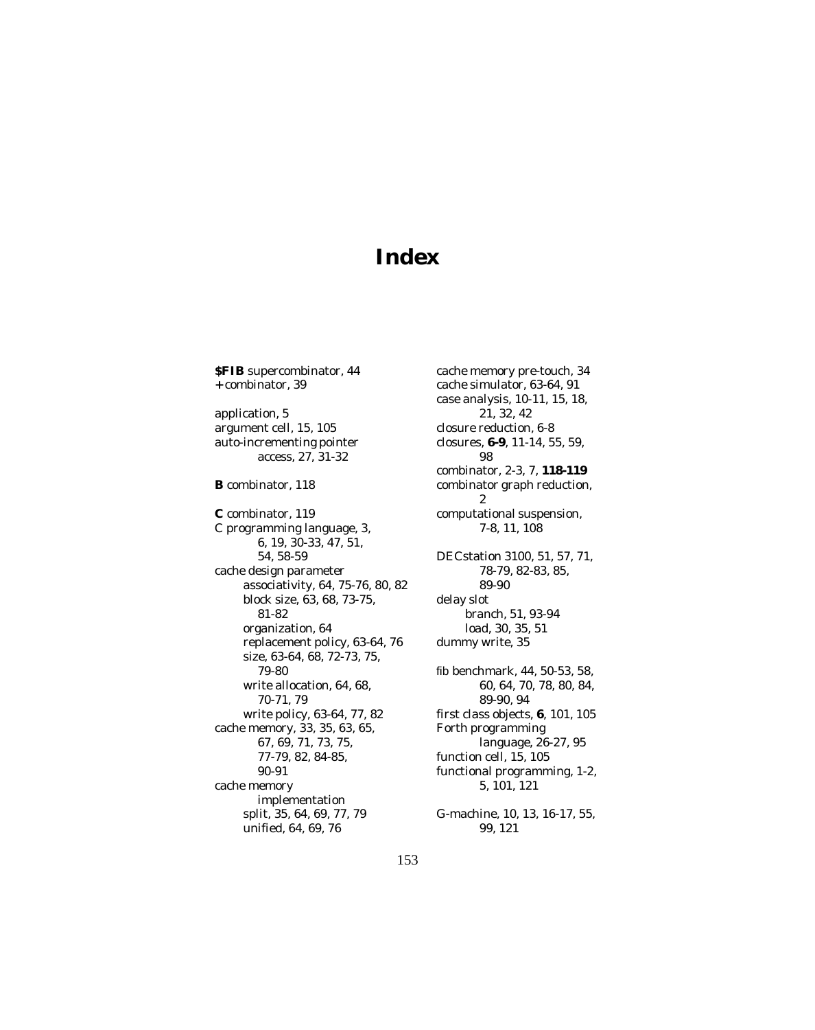# Index

**$FIB** supercombinator, 44
**+** combinator, 39

application, 5
argument cell, 15, 105
auto-incrementing pointer access, 27, 31-32

**B** combinator, 118

**C** combinator, 119
C programming language, 3, 6, 19, 30-33, 47, 51, 54, 58-59
cache design parameter
- associativity, 64, 75-76, 80, 82
- block size, 63, 68, 73-75, 81-82
- organization, 64
- replacement policy, 63-64, 76
- size, 63-64, 68, 72-73, 75, 79-80
- write allocation, 64, 68, 70-71, 79
- write policy, 63-64, 77, 82

cache memory, 33, 35, 63, 65, 67, 69, 71, 73, 75, 77-79, 82, 84-85, 90-91
cache memory implementation
- split, 35, 64, 69, 77, 79
- unified, 64, 69, 76

cache memory pre-touch, 34
cache simulator, 63-64, 91
case analysis, 10-11, 15, 18, 21, 32, 42
closure reduction, 6-8
closures, **6-9**, 11-14, 55, 59, 98
combinator, 2-3, 7, **118-119**
combinator graph reduction, 2
computational suspension, 7-8, 11, 108

DECstation 3100, 51, 57, 71, 78-79, 82-83, 85, 89-90
delay slot
- branch, 51, 93-94
- load, 30, 35, 51

dummy write, 35

fib benchmark, 44, 50-53, 58, 60, 64, 70, 78, 80, 84, 89-90, 94
first class objects, **6**, 101, 105
Forth programming language, 26-27, 95
function cell, 15, 105
functional programming, 1-2, 5, 101, 121

G-machine, 10, 13, 16-17, 55, 99, 121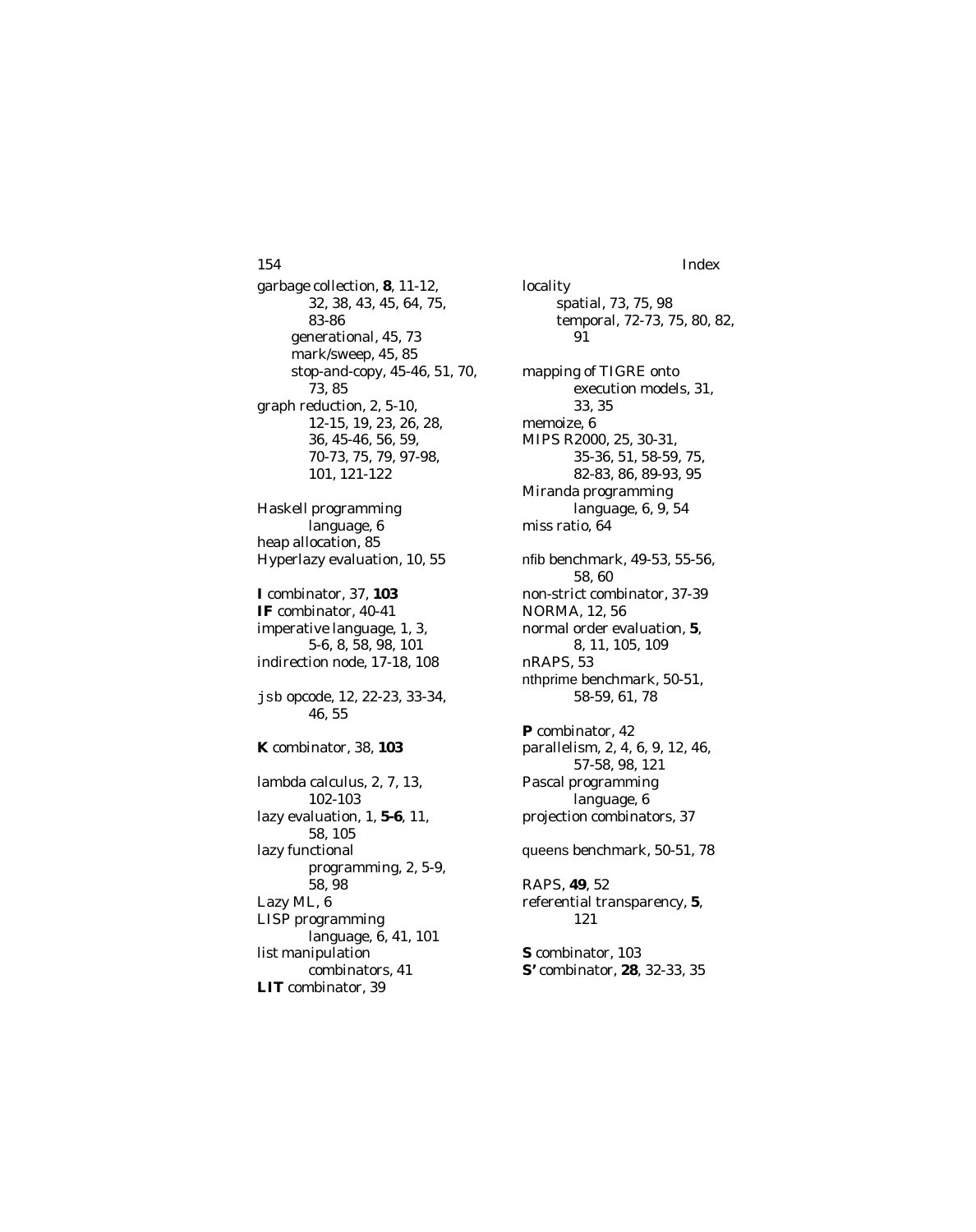garbage collection, **8**, 11-12, 32, 38, 43, 45, 64, 75, 83-86
  generational, 45, 73
  mark/sweep, 45, 85
  stop-and-copy, 45-46, 51, 70, 73, 85

graph reduction, 2, 5-10, 12-15, 19, 23, 26, 28, 36, 45-46, 56, 59, 70-73, 75, 79, 97-98, 101, 121-122

Haskell programming language, 6
heap allocation, 85
Hyperlazy evaluation, 10, 55

**I** combinator, 37, **103**
**IF** combinator, 40-41
imperative language, 1, 3, 5-6, 8, 58, 98, 101
indirection node, 17-18, 108

`jsb` opcode, 12, 22-23, 33-34, 46, 55

**K** combinator, 38, **103**

lambda calculus, 2, 7, 13, 102-103
lazy evaluation, 1, **5-6**, 11, 58, 105
lazy functional programming, 2, 5-9, 58, 98
Lazy ML, 6
LISP programming language, 6, 41, 101
list manipulation combinators, 41
**LIT** combinator, 39

locality
  spatial, 73, 75, 98
  temporal, 72-73, 75, 80, 82, 91

mapping of TIGRE onto execution models, 31, 33, 35
memoize, 6
MIPS R2000, 25, 30-31, 35-36, 51, 58-59, 75, 82-83, 86, 89-93, 95
Miranda programming language, 6, 9, 54
miss ratio, 64

nfib benchmark, 49-53, 55-56, 58, 60
non-strict combinator, 37-39
NORMA, 12, 56
normal order evaluation, **5**, 8, 11, 105, 109
nRAPS, 53
nthprime benchmark, 50-51, 58-59, 61, 78

**P** combinator, 42
parallelism, 2, 4, 6, 9, 12, 46, 57-58, 98, 121
Pascal programming language, 6
projection combinators, 37

queens benchmark, 50-51, 78

RAPS, **49**, 52
referential transparency, **5**, 121

**S** combinator, 103
**S'** combinator, **28**, 32-33, 35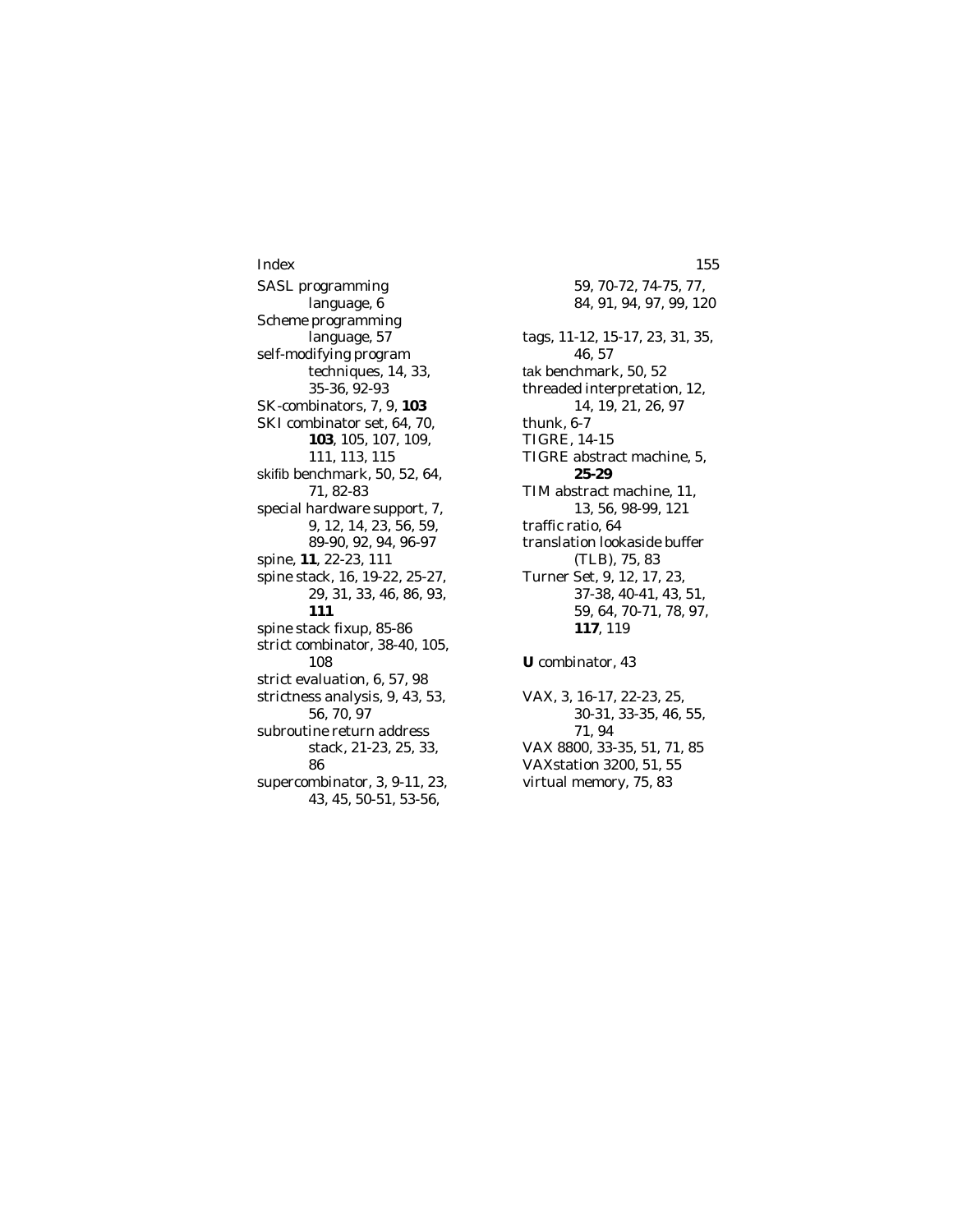SASL programming language, 6
Scheme programming language, 57
self-modifying program techniques, 14, 33, 35-36, 92-93
SK-combinators, 7, 9, **103**
SKI combinator set, 64, 70, **103**, 105, 107, 109, 111, 113, 115
skifib benchmark, 50, 52, 64, 71, 82-83
special hardware support, 7, 9, 12, 14, 23, 56, 59, 89-90, 92, 94, 96-97
spine, **11**, 22-23, 111
spine stack, 16, 19-22, 25-27, 29, 31, 33, 46, 86, 93, **111**
spine stack fixup, 85-86
strict combinator, 38-40, 105, 108
strict evaluation, 6, 57, 98
strictness analysis, 9, 43, 53, 56, 70, 97
subroutine return address stack, 21-23, 25, 33, 86
supercombinator, 3, 9-11, 23, 43, 45, 50-51, 53-56, 59, 70-72, 74-75, 77, 84, 91, 94, 97, 99, 120

tags, 11-12, 15-17, 23, 31, 35, 46, 57
tak benchmark, 50, 52
threaded interpretation, 12, 14, 19, 21, 26, 97
thunk, 6-7
TIGRE, 14-15
TIGRE abstract machine, 5, **25-29**
TIM abstract machine, 11, 13, 56, 98-99, 121
traffic ratio, 64
translation lookaside buffer (TLB), 75, 83
Turner Set, 9, 12, 17, 23, 37-38, 40-41, 43, 51, 59, 64, 70-71, 78, 97, **117**, 119

**U** combinator, 43

VAX, 3, 16-17, 22-23, 25, 30-31, 33-35, 46, 55, 71, 94
VAX 8800, 33-35, 51, 71, 85
VAXstation 3200, 51, 55
virtual memory, 75, 83